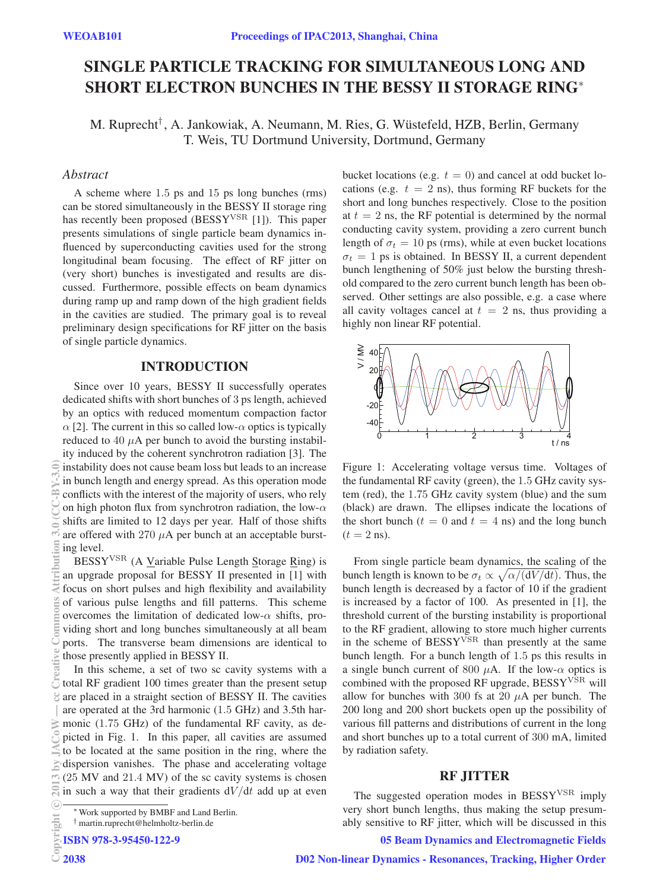# SINGLE PARTICLE TRACKING FOR SIMULTANEOUS LONG AND SHORT ELECTRON BUNCHES IN THE BESSY II STORAGE RING*

M. Ruprecht†, A. Jankowiak, A. Neumann, M. Ries, G. Wüstefeld, HZB, Berlin, Germany
T. Weis, TU Dortmund University, Dortmund, Germany

## *Abstract*

A scheme where 1.5 ps and 15 ps long bunches (rms) can be stored simultaneously in the BESSY II storage ring has recently been proposed (BESSY$^{\mathrm{VSR}}$ [1]). This paper presents simulations of single particle beam dynamics influenced by superconducting cavities used for the strong longitudinal beam focusing. The effect of RF jitter on (very short) bunches is investigated and results are discussed. Furthermore, possible effects on beam dynamics during ramp up and ramp down of the high gradient fields in the cavities are studied. The primary goal is to reveal preliminary design specifications for RF jitter on the basis of single particle dynamics.

## INTRODUCTION

Since over 10 years, BESSY II successfully operates dedicated shifts with short bunches of 3 ps length, achieved by an optics with reduced momentum compaction factor $\alpha$ [2]. The current in this so called low-$\alpha$ optics is typically reduced to 40 $\mu$A per bunch to avoid the bursting instability induced by the coherent synchrotron radiation [3]. The instability does not cause beam loss but leads to an increase in bunch length and energy spread. As this operation mode conflicts with the interest of the majority of users, who rely on high photon flux from synchrotron radiation, the low-$\alpha$ shifts are limited to 12 days per year. Half of those shifts are offered with 270 $\mu$A per bunch at an acceptable bursting level.

BESSY$^{\mathrm{VSR}}$ (A Variable Pulse Length Storage Ring) is an upgrade proposal for BESSY II presented in [1] with focus on short pulses and high flexibility and availability of various pulse lengths and fill patterns. This scheme overcomes the limitation of dedicated low-$\alpha$ shifts, providing short and long bunches simultaneously at all beam ports. The transverse beam dimensions are identical to those presently applied in BESSY II.

In this scheme, a set of two sc cavity systems with a total RF gradient 100 times greater than the present setup are placed in a straight section of BESSY II. The cavities are operated at the 3rd harmonic (1.5 GHz) and 3.5th harmonic (1.75 GHz) of the fundamental RF cavity, as depicted in Fig. 1. In this paper, all cavities are assumed to be located at the same position in the ring, where the dispersion vanishes. The phase and accelerating voltage (25 MV and 21.4 MV) of the sc cavity systems is chosen in such a way that their gradients $\mathrm{d}V/\mathrm{d}t$ add up at even bucket locations (e.g. $t = 0$) and cancel at odd bucket locations (e.g. $t = 2$ ns), thus forming RF buckets for the short and long bunches respectively. Close to the position at $t = 2$ ns, the RF potential is determined by the normal conducting cavity system, providing a zero current bunch length of $\sigma_t = 10$ ps (rms), while at even bucket locations $\sigma_t = 1$ ps is obtained. In BESSY II, a current dependent bunch lengthening of 50% just below the bursting threshold compared to the zero current bunch length has been observed. Other settings are also possible, e.g. a case where all cavity voltages cancel at $t = 2$ ns, thus providing a highly non linear RF potential.

Figure 1: Accelerating voltage versus time. Voltages of the fundamental RF cavity (green), the 1.5 GHz cavity system (red), the 1.75 GHz cavity system (blue) and the sum (black) are drawn. The ellipses indicate the locations of the short bunch ($t = 0$ and $t = 4$ ns) and the long bunch ($t = 2$ ns).

From single particle beam dynamics, the scaling of the bunch length is known to be $\sigma_t \propto \sqrt{\alpha/(\mathrm{d}V/\mathrm{d}t)}$. Thus, the bunch length is decreased by a factor of 10 if the gradient is increased by a factor of 100. As presented in [1], the threshold current of the bursting instability is proportional to the RF gradient, allowing to store much higher currents in the scheme of BESSY$^{\mathrm{VSR}}$ than presently at the same bunch length. For a bunch length of 1.5 ps this results in a single bunch current of 800 $\mu$A. If the low-$\alpha$ optics is combined with the proposed RF upgrade, BESSY$^{\mathrm{VSR}}$ will allow for bunches with 300 fs at 20 $\mu$A per bunch. The 200 long and 200 short buckets open up the possibility of various fill patterns and distributions of current in the long and short bunches up to a total current of 300 mA, limited by radiation safety.

## RF JITTER

The suggested operation modes in BESSY$^{\mathrm{VSR}}$ imply very short bunch lengths, thus making the setup presumably sensitive to RF jitter, which will be discussed in this

* Work supported by BMBF and Land Berlin.
† martin.ruprecht@helmholtz-berlin.de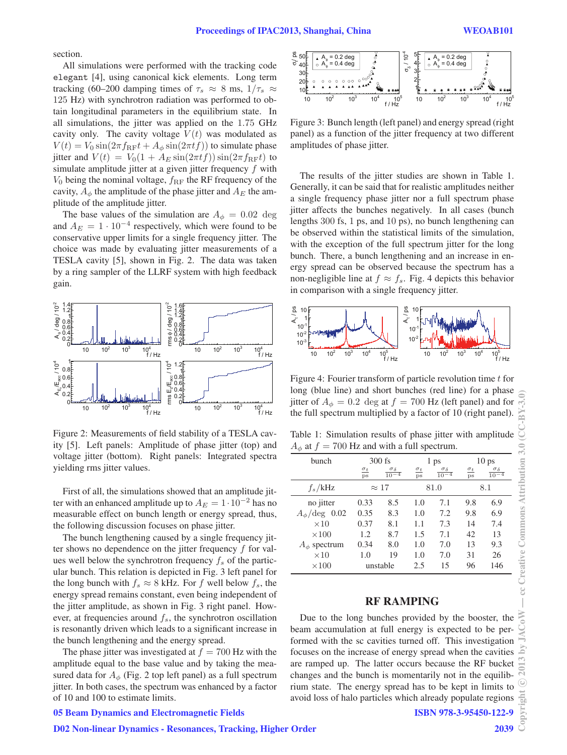section.

All simulations were performed with the tracking code `elegant` [4], using canonical kick elements. Long term tracking (60–200 damping times of $\tau_s \approx 8$ ms, $1/\tau_s \approx 125$ Hz) with synchrotron radiation was performed to obtain longitudinal parameters in the equilibrium state. In all simulations, the jitter was applied on the 1.75 GHz cavity only. The cavity voltage $V(t)$ was modulated as $V(t) = V_0 \sin(2\pi f_{\mathrm{RF}} t + A_\phi \sin(2\pi t f))$ to simulate phase jitter and $V(t) = V_0(1 + A_E \sin(2\pi t f)) \sin(2\pi f_{\mathrm{RF}} t)$ to simulate amplitude jitter at a given jitter frequency $f$ with $V_0$ being the nominal voltage, $f_{\mathrm{RF}}$ the RF frequency of the cavity, $A_\phi$ the amplitude of the phase jitter and $A_E$ the amplitude of the amplitude jitter.

The base values of the simulation are $A_\phi = 0.02$ deg and $A_E = 1 \cdot 10^{-4}$ respectively, which were found to be conservative upper limits for a single frequency jitter. The choice was made by evaluating jitter measurements of a TESLA cavity [5], shown in Fig. 2. The data was taken by a ring sampler of the LLRF system with high feedback gain.

Figure 2: Measurements of field stability of a TESLA cavity [5]. Left panels: Amplitude of phase jitter (top) and voltage jitter (bottom). Right panels: Integrated spectra yielding rms jitter values.

First of all, the simulations showed that an amplitude jitter with an enhanced amplitude up to $A_E = 1 \cdot 10^{-2}$ has no measurable effect on bunch length or energy spread, thus, the following discussion focuses on phase jitter.

The bunch lengthening caused by a single frequency jitter shows no dependence on the jitter frequency $f$ for values well below the synchrotron frequency $f_s$ of the particular bunch. This relation is depicted in Fig. 3 left panel for the long bunch with $f_s \approx 8$ kHz. For $f$ well below $f_s$, the energy spread remains constant, even being independent of the jitter amplitude, as shown in Fig. 3 right panel. However, at frequencies around $f_s$, the synchrotron oscillation is resonantly driven which leads to a significant increase in the bunch lengthening and the energy spread.

The phase jitter was investigated at $f = 700$ Hz with the amplitude equal to the base value and by taking the measured data for $A_\phi$ (Fig. 2 top left panel) as a full spectrum jitter. In both cases, the spectrum was enhanced by a factor of 10 and 100 to estimate limits.

Figure 3: Bunch length (left panel) and energy spread (right panel) as a function of the jitter frequency at two different amplitudes of phase jitter.

The results of the jitter studies are shown in Table 1. Generally, it can be said that for realistic amplitudes neither a single frequency phase jitter nor a full spectrum phase jitter affects the bunches negatively. In all cases (bunch lengths 300 fs, 1 ps, and 10 ps), no bunch lengthening can be observed within the statistical limits of the simulation, with the exception of the full spectrum jitter for the long bunch. There, a bunch lengthening and an increase in energy spread can be observed because the spectrum has a non-negligible line at $f \approx f_s$. Fig. 4 depicts this behavior in comparison with a single frequency jitter.

Figure 4: Fourier transform of particle revolution time $t$ for long (blue line) and short bunches (red line) for a phase jitter of $A_\phi = 0.2$ deg at $f = 700$ Hz (left panel) and for the full spectrum multiplied by a factor of 10 (right panel).

Table 1: Simulation results of phase jitter with amplitude $A_\phi$ at $f = 700$ Hz and with a full spectrum.

| bunch | 300 fs | | 1 ps | | 10 ps | |
|---|---|---|---|---|---|---|
| | $\frac{\sigma_t}{\mathrm{ps}}$ | $\frac{\sigma_\delta}{10^{-4}}$ | $\frac{\sigma_t}{\mathrm{ps}}$ | $\frac{\sigma_\delta}{10^{-4}}$ | $\frac{\sigma_t}{\mathrm{ps}}$ | $\frac{\sigma_\delta}{10^{-4}}$ |
| $f_s$/kHz | $\approx 17$ | | 81.0 | | 8.1 | |
| no jitter | 0.33 | 8.5 | 1.0 | 7.1 | 9.8 | 6.9 |
| $A_\phi$/deg 0.02 | 0.35 | 8.3 | 1.0 | 7.2 | 9.8 | 6.9 |
| ×10 | 0.37 | 8.1 | 1.1 | 7.3 | 14 | 7.4 |
| ×100 | 1.2 | 8.7 | 1.5 | 7.1 | 42 | 13 |
| $A_\phi$ spectrum | 0.34 | 8.0 | 1.0 | 7.0 | 13 | 9.3 |
| ×10 | 1.0 | 19 | 1.0 | 7.0 | 31 | 26 |
| ×100 | unstable | | 2.5 | 15 | 96 | 146 |

## RF RAMPING

Due to the long bunches provided by the booster, the beam accumulation at full energy is expected to be performed with the sc cavities turned off. This investigation focuses on the increase of energy spread when the cavities are ramped up. The latter occurs because the RF bucket changes and the bunch is momentarily not in the equilibrium state. The energy spread has to be kept in limits to avoid loss of halo particles which already populate regions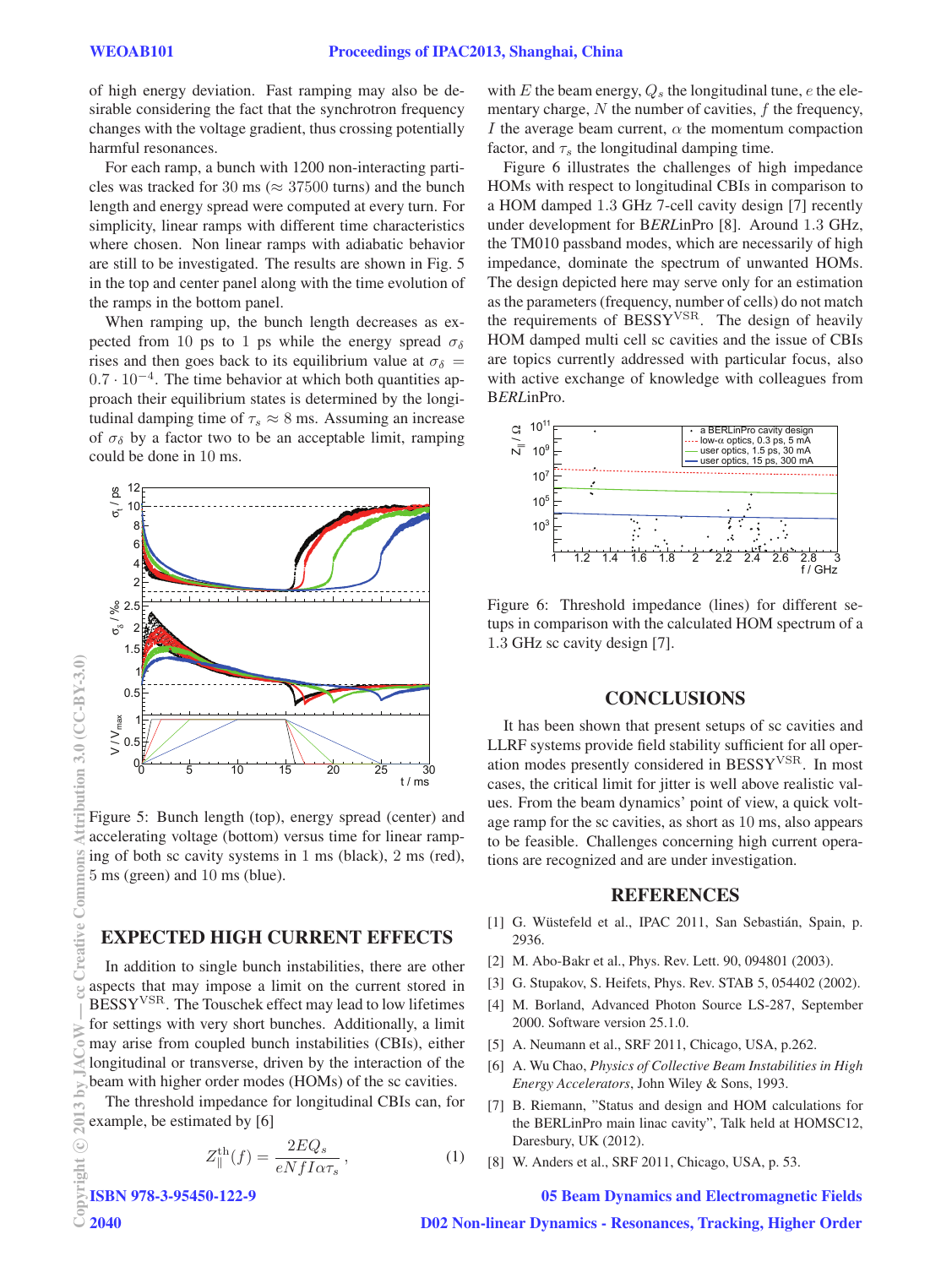of high energy deviation. Fast ramping may also be desirable considering the fact that the synchrotron frequency changes with the voltage gradient, thus crossing potentially harmful resonances.

For each ramp, a bunch with 1200 non-interacting particles was tracked for 30 ms ($\approx$ 37500 turns) and the bunch length and energy spread were computed at every turn. For simplicity, linear ramps with different time characteristics where chosen. Non linear ramps with adiabatic behavior are still to be investigated. The results are shown in Fig. 5 in the top and center panel along with the time evolution of the ramps in the bottom panel.

When ramping up, the bunch length decreases as expected from 10 ps to 1 ps while the energy spread $\sigma_\delta$ rises and then goes back to its equilibrium value at $\sigma_\delta = 0.7 \cdot 10^{-4}$. The time behavior at which both quantities approach their equilibrium states is determined by the longitudinal damping time of $\tau_s \approx 8$ ms. Assuming an increase of $\sigma_\delta$ by a factor two to be an acceptable limit, ramping could be done in 10 ms.

$\sigma_t$ / ps
12
10
8
6
4
2
$\sigma_\delta$ / ‰
2.5
2
1.5
1
0.5
V / V$_{max}$
1
0.5
0
0 5 10 15 20 25 30
t / ms

Figure 5: Bunch length (top), energy spread (center) and accelerating voltage (bottom) versus time for linear ramping of both sc cavity systems in 1 ms (black), 2 ms (red), 5 ms (green) and 10 ms (blue).

## EXPECTED HIGH CURRENT EFFECTS

In addition to single bunch instabilities, there are other aspects that may impose a limit on the current stored in BESSY$^{\text{VSR}}$. The Touschek effect may lead to low lifetimes for settings with very short bunches. Additionally, a limit may arise from coupled bunch instabilities (CBIs), either longitudinal or transverse, driven by the interaction of the beam with higher order modes (HOMs) of the sc cavities.

The threshold impedance for longitudinal CBIs can, for example, be estimated by [6]

$$Z_{\parallel}^{\text{th}}(f) = \frac{2EQ_s}{eNfI\alpha\tau_s}, \tag{1}$$

with $E$ the beam energy, $Q_s$ the longitudinal tune, $e$ the elementary charge, $N$ the number of cavities, $f$ the frequency, $I$ the average beam current, $\alpha$ the momentum compaction factor, and $\tau_s$ the longitudinal damping time.

Figure 6 illustrates the challenges of high impedance HOMs with respect to longitudinal CBIs in comparison to a HOM damped 1.3 GHz 7-cell cavity design [7] recently under development for B*ERL*inPro [8]. Around 1.3 GHz, the TM010 passband modes, which are necessarily of high impedance, dominate the spectrum of unwanted HOMs. The design depicted here may serve only for an estimation as the parameters (frequency, number of cells) do not match the requirements of BESSY$^{\text{VSR}}$. The design of heavily HOM damped multi cell sc cavities and the issue of CBIs are topics currently addressed with particular focus, also with active exchange of knowledge with colleagues from B*ERL*inPro.

$Z_\parallel$ / Ω
$10^{11}$
$10^{9}$
$10^{7}$
$10^{5}$
$10^{3}$
a BERLinPro cavity design
low-α optics, 0.3 ps, 5 mA
user optics, 1.5 ps, 30 mA
user optics, 15 ps, 300 mA
1 1.2 1.4 1.6 1.8 2 2.2 2.4 2.6 2.8 3
f / GHz

Figure 6: Threshold impedance (lines) for different setups in comparison with the calculated HOM spectrum of a 1.3 GHz sc cavity design [7].

## CONCLUSIONS

It has been shown that present setups of sc cavities and LLRF systems provide field stability sufficient for all operation modes presently considered in BESSY$^{\text{VSR}}$. In most cases, the critical limit for jitter is well above realistic values. From the beam dynamics' point of view, a quick voltage ramp for the sc cavities, as short as 10 ms, also appears to be feasible. Challenges concerning high current operations are recognized and are under investigation.

## REFERENCES

[1] G. Wüstefeld et al., IPAC 2011, San Sebastián, Spain, p. 2936.

[2] M. Abo-Bakr et al., Phys. Rev. Lett. 90, 094801 (2003).

[3] G. Stupakov, S. Heifets, Phys. Rev. STAB 5, 054402 (2002).

[4] M. Borland, Advanced Photon Source LS-287, September 2000. Software version 25.1.0.

[5] A. Neumann et al., SRF 2011, Chicago, USA, p.262.

[6] A. Wu Chao, *Physics of Collective Beam Instabilities in High Energy Accelerators*, John Wiley & Sons, 1993.

[7] B. Riemann, "Status and design and HOM calculations for the BERLinPro main linac cavity", Talk held at HOMSC12, Daresbury, UK (2012).

[8] W. Anders et al., SRF 2011, Chicago, USA, p. 53.